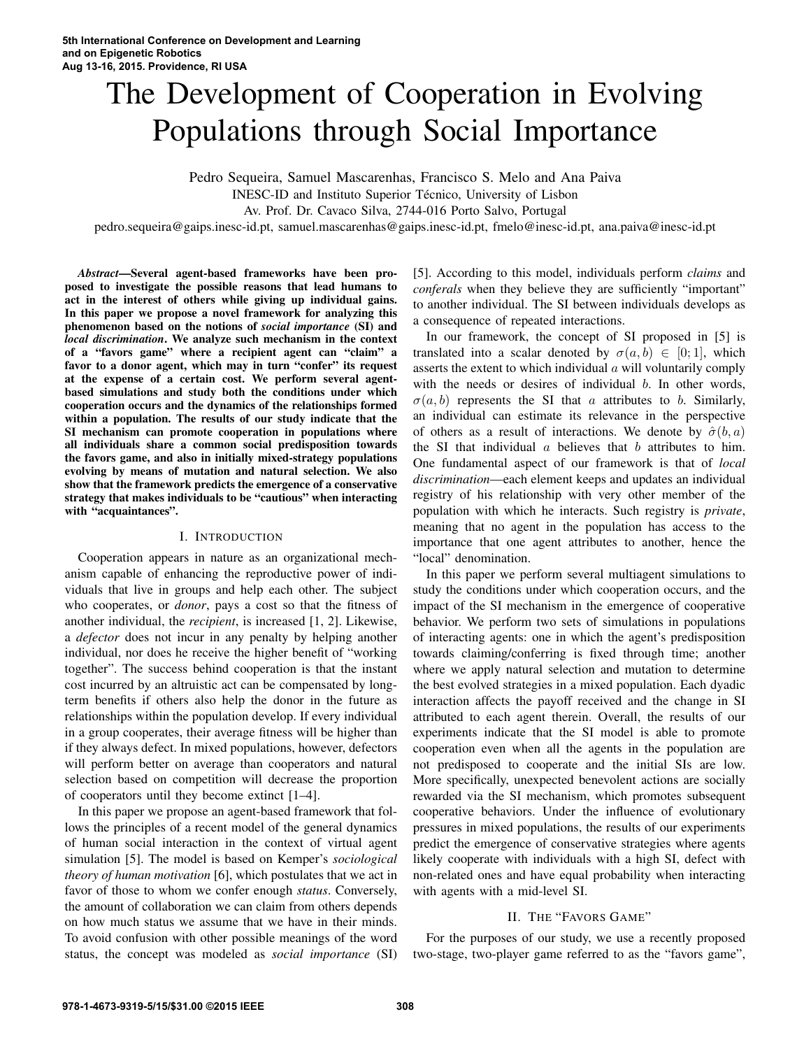# The Development of Cooperation in Evolving Populations through Social Importance

Pedro Sequeira, Samuel Mascarenhas, Francisco S. Melo and Ana Paiva
INESC-ID and Instituto Superior Técnico, University of Lisbon
Av. Prof. Dr. Cavaco Silva, 2744-016 Porto Salvo, Portugal
pedro.sequeira@gaips.inesc-id.pt, samuel.mascarenhas@gaips.inesc-id.pt, fmelo@inesc-id.pt, ana.paiva@inesc-id.pt

***Abstract*—Several agent-based frameworks have been proposed to investigate the possible reasons that lead humans to act in the interest of others while giving up individual gains. In this paper we propose a novel framework for analyzing this phenomenon based on the notions of *social importance* (SI) and *local discrimination*. We analyze such mechanism in the context of a "favors game" where a recipient agent can "claim" a favor to a donor agent, which may in turn "confer" its request at the expense of a certain cost. We perform several agent-based simulations and study both the conditions under which cooperation occurs and the dynamics of the relationships formed within a population. The results of our study indicate that the SI mechanism can promote cooperation in populations where all individuals share a common social predisposition towards the favors game, and also in initially mixed-strategy populations evolving by means of mutation and natural selection. We also show that the framework predicts the emergence of a conservative strategy that makes individuals to be "cautious" when interacting with "acquaintances".**

## I. Introduction

Cooperation appears in nature as an organizational mechanism capable of enhancing the reproductive power of individuals that live in groups and help each other. The subject who cooperates, or *donor*, pays a cost so that the fitness of another individual, the *recipient*, is increased [1, 2]. Likewise, a *defector* does not incur in any penalty by helping another individual, nor does he receive the higher benefit of "working together". The success behind cooperation is that the instant cost incurred by an altruistic act can be compensated by long-term benefits if others also help the donor in the future as relationships within the population develop. If every individual in a group cooperates, their average fitness will be higher than if they always defect. In mixed populations, however, defectors will perform better on average than cooperators and natural selection based on competition will decrease the proportion of cooperators until they become extinct [1–4].

In this paper we propose an agent-based framework that follows the principles of a recent model of the general dynamics of human social interaction in the context of virtual agent simulation [5]. The model is based on Kemper's *sociological theory of human motivation* [6], which postulates that we act in favor of those to whom we confer enough *status*. Conversely, the amount of collaboration we can claim from others depends on how much status we assume that we have in their minds. To avoid confusion with other possible meanings of the word status, the concept was modeled as *social importance* (SI) [5]. According to this model, individuals perform *claims* and *conferals* when they believe they are sufficiently "important" to another individual. The SI between individuals develops as a consequence of repeated interactions.

In our framework, the concept of SI proposed in [5] is translated into a scalar denoted by $\sigma(a, b) \in [0; 1]$, which asserts the extent to which individual $a$ will voluntarily comply with the needs or desires of individual $b$. In other words, $\sigma(a, b)$ represents the SI that $a$ attributes to $b$. Similarly, an individual can estimate its relevance in the perspective of others as a result of interactions. We denote by $\hat{\sigma}(b, a)$ the SI that individual $a$ believes that $b$ attributes to him. One fundamental aspect of our framework is that of *local discrimination*—each element keeps and updates an individual registry of his relationship with very other member of the population with which he interacts. Such registry is *private*, meaning that no agent in the population has access to the importance that one agent attributes to another, hence the "local" denomination.

In this paper we perform several multiagent simulations to study the conditions under which cooperation occurs, and the impact of the SI mechanism in the emergence of cooperative behavior. We perform two sets of simulations in populations of interacting agents: one in which the agent's predisposition towards claiming/conferring is fixed through time; another where we apply natural selection and mutation to determine the best evolved strategies in a mixed population. Each dyadic interaction affects the payoff received and the change in SI attributed to each agent therein. Overall, the results of our experiments indicate that the SI model is able to promote cooperation even when all the agents in the population are not predisposed to cooperate and the initial SIs are low. More specifically, unexpected benevolent actions are socially rewarded via the SI mechanism, which promotes subsequent cooperative behaviors. Under the influence of evolutionary pressures in mixed populations, the results of our experiments predict the emergence of conservative strategies where agents likely cooperate with individuals with a high SI, defect with non-related ones and have equal probability when interacting with agents with a mid-level SI.

## II. The "Favors Game"

For the purposes of our study, we use a recently proposed two-stage, two-player game referred to as the "favors game",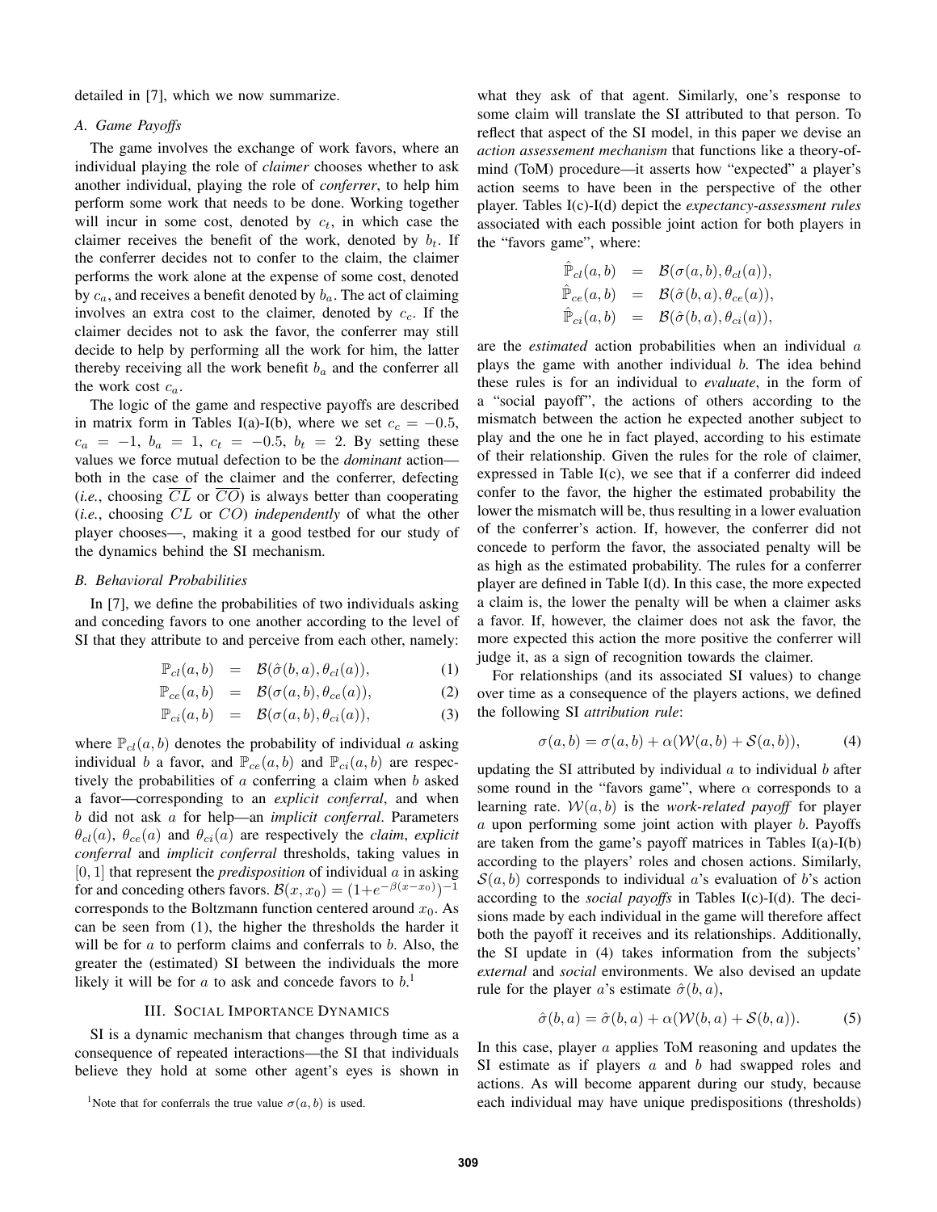detailed in [7], which we now summarize.

### A. Game Payoffs

The game involves the exchange of work favors, where an individual playing the role of *claimer* chooses whether to ask another individual, playing the role of *conferrer*, to help him perform some work that needs to be done. Working together will incur in some cost, denoted by $c_t$, in which case the claimer receives the benefit of the work, denoted by $b_t$. If the conferrer decides not to confer to the claim, the claimer performs the work alone at the expense of some cost, denoted by $c_a$, and receives a benefit denoted by $b_a$. The act of claiming involves an extra cost to the claimer, denoted by $c_c$. If the claimer decides not to ask the favor, the conferrer may still decide to help by performing all the work for him, the latter thereby receiving all the work benefit $b_a$ and the conferrer all the work cost $c_a$.

The logic of the game and respective payoffs are described in matrix form in Tables I(a)-I(b), where we set $c_c = -0.5$, $c_a = -1$, $b_a = 1$, $c_t = -0.5$, $b_t = 2$. By setting these values we force mutual defection to be the *dominant* action—both in the case of the claimer and the conferrer, defecting (*i.e.*, choosing $\overline{CL}$ or $\overline{CO}$) is always better than cooperating (*i.e.*, choosing $CL$ or $CO$) *independently* of what the other player chooses—, making it a good testbed for our study of the dynamics behind the SI mechanism.

### B. Behavioral Probabilities

In [7], we define the probabilities of two individuals asking and conceding favors to one another according to the level of SI that they attribute to and perceive from each other, namely:

$$\mathbb{P}_{cl}(a, b) = \mathcal{B}(\hat{\sigma}(b, a), \theta_{cl}(a)), \tag{1}$$

$$\mathbb{P}_{ce}(a, b) = \mathcal{B}(\sigma(a, b), \theta_{ce}(a)), \tag{2}$$

$$\mathbb{P}_{ci}(a, b) = \mathcal{B}(\sigma(a, b), \theta_{ci}(a)), \tag{3}$$

where $\mathbb{P}_{cl}(a, b)$ denotes the probability of individual $a$ asking individual $b$ a favor, and $\mathbb{P}_{ce}(a, b)$ and $\mathbb{P}_{ci}(a, b)$ are respectively the probabilities of $a$ conferring a claim when $b$ asked a favor—corresponding to an *explicit conferral*, and when $b$ did not ask $a$ for help—an *implicit conferral*. Parameters $\theta_{cl}(a)$, $\theta_{ce}(a)$ and $\theta_{ci}(a)$ are respectively the *claim*, *explicit conferral* and *implicit conferral* thresholds, taking values in $[0, 1]$ that represent the *predisposition* of individual $a$ in asking for and conceding others favors. $\mathcal{B}(x, x_0) = (1+e^{-\beta(x-x_0)})^{-1}$ corresponds to the Boltzmann function centered around $x_0$. As can be seen from (1), the higher the thresholds the harder it will be for $a$ to perform claims and conferrals to $b$. Also, the greater the (estimated) SI between the individuals the more likely it will be for $a$ to ask and concede favors to $b$.[1]

## III. Social Importance Dynamics

SI is a dynamic mechanism that changes through time as a consequence of repeated interactions—the SI that individuals believe they hold at some other agent's eyes is shown in what they ask of that agent. Similarly, one's response to some claim will translate the SI attributed to that person. To reflect that aspect of the SI model, in this paper we devise an *action assessement mechanism* that functions like a theory-of-mind (ToM) procedure—it asserts how "expected" a player's action seems to have been in the perspective of the other player. Tables I(c)-I(d) depict the *expectancy-assessment rules* associated with each possible joint action for both players in the "favors game", where:

$$\begin{aligned}
\hat{\mathbb{P}}_{cl}(a, b) &= \mathcal{B}(\sigma(a, b), \theta_{cl}(a)), \\
\hat{\mathbb{P}}_{ce}(a, b) &= \mathcal{B}(\hat{\sigma}(b, a), \theta_{ce}(a)), \\
\hat{\mathbb{P}}_{ci}(a, b) &= \mathcal{B}(\hat{\sigma}(b, a), \theta_{ci}(a)),
\end{aligned}$$

are the *estimated* action probabilities when an individual $a$ plays the game with another individual $b$. The idea behind these rules is for an individual to *evaluate*, in the form of a "social payoff", the actions of others according to the mismatch between the action he expected another subject to play and the one he in fact played, according to his estimate of their relationship. Given the rules for the role of claimer, expressed in Table I(c), we see that if a conferrer did indeed confer to the favor, the higher the estimated probability the lower the mismatch will be, thus resulting in a lower evaluation of the conferrer's action. If, however, the conferrer did not concede to perform the favor, the associated penalty will be as high as the estimated probability. The rules for a conferrer player are defined in Table I(d). In this case, the more expected a claim is, the lower the penalty will be when a claimer asks a favor. If, however, the claimer does not ask the favor, the more expected this action the more positive the conferrer will judge it, as a sign of recognition towards the claimer.

For relationships (and its associated SI values) to change over time as a consequence of the players actions, we defined the following SI *attribution rule*:

$$\sigma(a, b) = \sigma(a, b) + \alpha(\mathcal{W}(a, b) + \mathcal{S}(a, b)), \tag{4}$$

updating the SI attributed by individual $a$ to individual $b$ after some round in the "favors game", where $\alpha$ corresponds to a learning rate. $\mathcal{W}(a, b)$ is the *work-related payoff* for player $a$ upon performing some joint action with player $b$. Payoffs are taken from the game's payoff matrices in Tables I(a)-I(b) according to the players' roles and chosen actions. Similarly, $\mathcal{S}(a, b)$ corresponds to individual $a$'s evaluation of $b$'s action according to the *social payoffs* in Tables I(c)-I(d). The decisions made by each individual in the game will therefore affect both the payoff it receives and its relationships. Additionally, the SI update in (4) takes information from the subjects' *external* and *social* environments. We also devised an update rule for the player $a$'s estimate $\hat{\sigma}(b, a)$,

$$\hat{\sigma}(b, a) = \hat{\sigma}(b, a) + \alpha(\mathcal{W}(b, a) + \mathcal{S}(b, a)). \tag{5}$$

In this case, player $a$ applies ToM reasoning and updates the SI estimate as if players $a$ and $b$ had swapped roles and actions. As will become apparent during our study, because each individual may have unique predispositions (thresholds)

[1] Note that for conferrals the true value $\sigma(a, b)$ is used.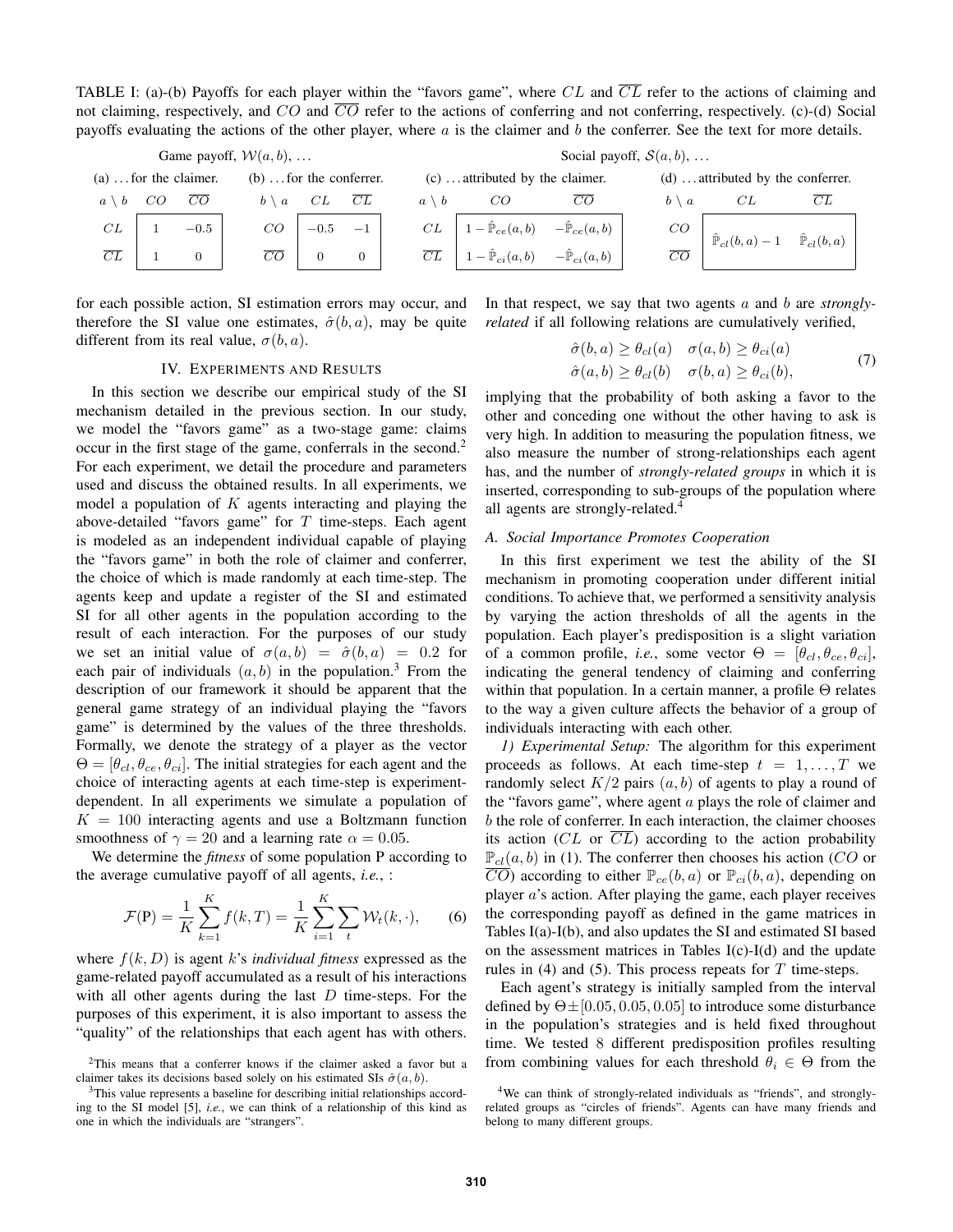TABLE I: (a)-(b) Payoffs for each player within the "favors game", where $CL$ and $\overline{CL}$ refer to the actions of claiming and not claiming, respectively, and $CO$ and $\overline{CO}$ refer to the actions of conferring and not conferring, respectively. (c)-(d) Social payoffs evaluating the actions of the other player, where $a$ is the claimer and $b$ the conferrer. See the text for more details.

Game payoff, $\mathcal{W}(a,b)$, …

(a) … for the claimer.

| $a \setminus b$ | $CO$ | $\overline{CO}$ |
|---|---|---|
| $CL$ | 1 | $-0.5$ |
| $\overline{CL}$ | 1 | 0 |

(b) … for the conferrer.

| $b \setminus a$ | $CL$ | $\overline{CL}$ |
|---|---|---|
| $CO$ | $-0.5$ | $-1$ |
| $\overline{CO}$ | 0 | 0 |

Social payoff, $\mathcal{S}(a,b)$, …

(c) … attributed by the claimer.

| $a \setminus b$ | $CO$ | $\overline{CO}$ |
|---|---|---|
| $CL$ | $1 - \hat{\mathbb{P}}_{ce}(a,b)$ | $-\hat{\mathbb{P}}_{ce}(a,b)$ |
| $\overline{CL}$ | $1 - \hat{\mathbb{P}}_{ci}(a,b)$ | $-\hat{\mathbb{P}}_{ci}(a,b)$ |

(d) … attributed by the conferrer.

| $b \setminus a$ | $CL$ | $\overline{CL}$ |
|---|---|---|
| $CO$ | $\hat{\mathbb{P}}_{cl}(b,a) - 1$ | $\hat{\mathbb{P}}_{cl}(b,a)$ |
| $\overline{CO}$ | $\hat{\mathbb{P}}_{cl}(b,a) - 1$ | $\hat{\mathbb{P}}_{cl}(b,a)$ |

for each possible action, SI estimation errors may occur, and therefore the SI value one estimates, $\hat{\sigma}(b,a)$, may be quite different from its real value, $\sigma(b,a)$.

## IV. Experiments and Results

In this section we describe our empirical study of the SI mechanism detailed in the previous section. In our study, we model the "favors game" as a two-stage game: claims occur in the first stage of the game, conferrals in the second.[2] For each experiment, we detail the procedure and parameters used and discuss the obtained results. In all experiments, we model a population of $K$ agents interacting and playing the above-detailed "favors game" for $T$ time-steps. Each agent is modeled as an independent individual capable of playing the "favors game" in both the role of claimer and conferrer, the choice of which is made randomly at each time-step. The agents keep and update a register of the SI and estimated SI for all other agents in the population according to the result of each interaction. For the purposes of our study we set an initial value of $\sigma(a,b) = \hat{\sigma}(b,a) = 0.2$ for each pair of individuals $(a,b)$ in the population.[3] From the description of our framework it should be apparent that the general game strategy of an individual playing the "favors game" is determined by the values of the three thresholds. Formally, we denote the strategy of a player as the vector $\Theta = [\theta_{cl}, \theta_{ce}, \theta_{ci}]$. The initial strategies for each agent and the choice of interacting agents at each time-step is experiment-dependent. In all experiments we simulate a population of $K = 100$ interacting agents and use a Boltzmann function smoothness of $\gamma = 20$ and a learning rate $\alpha = 0.05$.

We determine the *fitness* of some population P according to the average cumulative payoff of all agents, *i.e.*, :

$$\mathcal{F}(\mathrm{P}) = \frac{1}{K}\sum_{k=1}^{K} f(k,T) = \frac{1}{K}\sum_{i=1}^{K}\sum_{t}\mathcal{W}_t(k,\cdot), \qquad (6)$$

where $f(k,D)$ is agent $k$'s *individual fitness* expressed as the game-related payoff accumulated as a result of his interactions with all other agents during the last $D$ time-steps. For the purposes of this experiment, it is also important to assess the "quality" of the relationships that each agent has with others. In that respect, we say that two agents $a$ and $b$ are *strongly-related* if all following relations are cumulatively verified,

$$\begin{array}{ll} \hat{\sigma}(b,a) \geq \theta_{cl}(a) & \sigma(a,b) \geq \theta_{ci}(a) \\ \hat{\sigma}(a,b) \geq \theta_{cl}(b) & \sigma(b,a) \geq \theta_{ci}(b), \end{array} \qquad (7)$$

implying that the probability of both asking a favor to the other and conceding one without the other having to ask is very high. In addition to measuring the population fitness, we also measure the number of strong-relationships each agent has, and the number of *strongly-related groups* in which it is inserted, corresponding to sub-groups of the population where all agents are strongly-related.[4]

### A. Social Importance Promotes Cooperation

In this first experiment we test the ability of the SI mechanism in promoting cooperation under different initial conditions. To achieve that, we performed a sensitivity analysis by varying the action thresholds of all the agents in the population. Each player's predisposition is a slight variation of a common profile, *i.e.*, some vector $\Theta = [\theta_{cl}, \theta_{ce}, \theta_{ci}]$, indicating the general tendency of claiming and conferring within that population. In a certain manner, a profile $\Theta$ relates to the way a given culture affects the behavior of a group of individuals interacting with each other.

*1) Experimental Setup:* The algorithm for this experiment proceeds as follows. At each time-step $t = 1, \ldots, T$ we randomly select $K/2$ pairs $(a,b)$ of agents to play a round of the "favors game", where agent $a$ plays the role of claimer and $b$ the role of conferrer. In each interaction, the claimer chooses its action ($CL$ or $\overline{CL}$) according to the action probability $\mathbb{P}_{cl}(a,b)$ in (1). The conferrer then chooses his action ($CO$ or $\overline{CO}$) according to either $\mathbb{P}_{ce}(b,a)$ or $\mathbb{P}_{ci}(b,a)$, depending on player $a$'s action. After playing the game, each player receives the corresponding payoff as defined in the game matrices in Tables I(a)-I(b), and also updates the SI and estimated SI based on the assessment matrices in Tables I(c)-I(d) and the update rules in (4) and (5). This process repeats for $T$ time-steps.

Each agent's strategy is initially sampled from the interval defined by $\Theta \pm [0.05, 0.05, 0.05]$ to introduce some disturbance in the population's strategies and is held fixed throughout time. We tested 8 different predisposition profiles resulting from combining values for each threshold $\theta_i \in \Theta$ from the

[2] This means that a conferrer knows if the claimer asked a favor but a claimer takes its decisions based solely on his estimated SIs $\hat{\sigma}(a,b)$.

[3] This value represents a baseline for describing initial relationships according to the SI model [5], *i.e.*, we can think of a relationship of this kind as one in which the individuals are "strangers".

[4] We can think of strongly-related individuals as "friends", and strongly-related groups as "circles of friends". Agents can have many friends and belong to many different groups.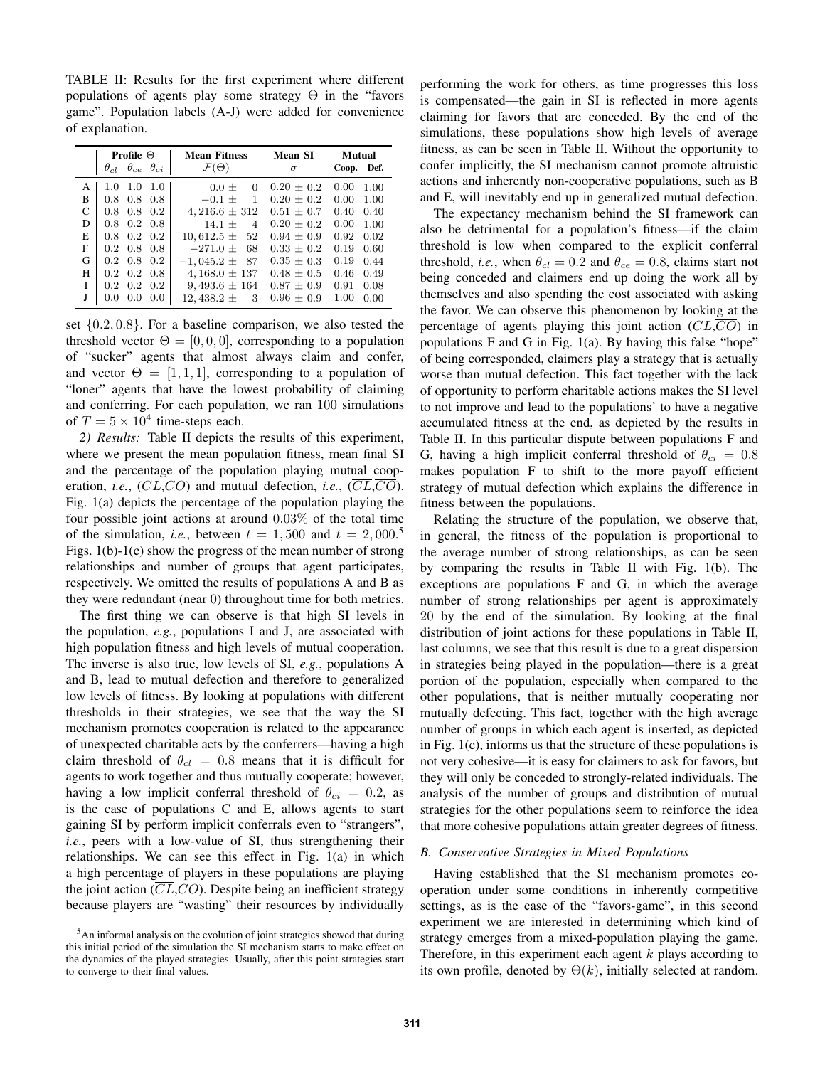TABLE II: Results for the first experiment where different populations of agents play some strategy $\Theta$ in the "favors game". Population labels (A-J) were added for convenience of explanation.

| | Profile $\Theta$ | | | Mean Fitness | Mean SI | Mutual | |
|---|---|---|---|---|---|---|---|
| | $\theta_{cl}$ | $\theta_{ce}$ | $\theta_{ci}$ | $\mathcal{F}(\Theta)$ | $\sigma$ | Coop. | Def. |
| A | 1.0 | 1.0 | 1.0 | $0.0 \pm 0$ | $0.20 \pm 0.2$ | 0.00 | 1.00 |
| B | 0.8 | 0.8 | 0.8 | $-0.1 \pm 1$ | $0.20 \pm 0.2$ | 0.00 | 1.00 |
| C | 0.8 | 0.8 | 0.2 | $4,216.6 \pm 312$ | $0.51 \pm 0.7$ | 0.40 | 0.40 |
| D | 0.8 | 0.2 | 0.8 | $14.1 \pm 4$ | $0.20 \pm 0.2$ | 0.00 | 1.00 |
| E | 0.8 | 0.2 | 0.2 | $10,612.5 \pm 52$ | $0.94 \pm 0.9$ | 0.92 | 0.02 |
| F | 0.2 | 0.8 | 0.8 | $-271.0 \pm 68$ | $0.33 \pm 0.2$ | 0.19 | 0.60 |
| G | 0.2 | 0.8 | 0.2 | $-1,045.2 \pm 87$ | $0.35 \pm 0.3$ | 0.19 | 0.44 |
| H | 0.2 | 0.2 | 0.8 | $4,168.0 \pm 137$ | $0.48 \pm 0.5$ | 0.46 | 0.49 |
| I | 0.2 | 0.2 | 0.2 | $9,493.6 \pm 164$ | $0.87 \pm 0.9$ | 0.91 | 0.08 |
| J | 0.0 | 0.0 | 0.0 | $12,438.2 \pm 3$ | $0.96 \pm 0.9$ | 1.00 | 0.00 |

set $\{0.2, 0.8\}$. For a baseline comparison, we also tested the threshold vector $\Theta = [0, 0, 0]$, corresponding to a population of "sucker" agents that almost always claim and confer, and vector $\Theta = [1, 1, 1]$, corresponding to a population of "loner" agents that have the lowest probability of claiming and conferring. For each population, we ran 100 simulations of $T = 5 \times 10^4$ time-steps each.

*2) Results:* Table II depicts the results of this experiment, where we present the mean population fitness, mean final SI and the percentage of the population playing mutual cooperation, *i.e.*, $(CL, CO)$ and mutual defection, *i.e.*, $(\overline{CL}, \overline{CO})$. Fig. 1(a) depicts the percentage of the population playing the four possible joint actions at around 0.03% of the total time of the simulation, *i.e.*, between $t = 1,500$ and $t = 2,000$.[5] Figs. 1(b)-1(c) show the progress of the mean number of strong relationships and number of groups that agent participates, respectively. We omitted the results of populations A and B as they were redundant (near 0) throughout time for both metrics.

The first thing we can observe is that high SI levels in the population, *e.g.*, populations I and J, are associated with high population fitness and high levels of mutual cooperation. The inverse is also true, low levels of SI, *e.g.*, populations A and B, lead to mutual defection and therefore to generalized low levels of fitness. By looking at populations with different thresholds in their strategies, we see that the way the SI mechanism promotes cooperation is related to the appearance of unexpected charitable acts by the conferrers—having a high claim threshold of $\theta_{cl} = 0.8$ means that it is difficult for agents to work together and thus mutually cooperate; however, having a low implicit conferral threshold of $\theta_{ci} = 0.2$, as is the case of populations C and E, allows agents to start gaining SI by perform implicit conferrals even to "strangers", *i.e.*, peers with a low-value of SI, thus strengthening their relationships. We can see this effect in Fig. 1(a) in which a high percentage of players in these populations are playing the joint action $(\overline{CL}, CO)$. Despite being an inefficient strategy because players are "wasting" their resources by individually performing the work for others, as time progresses this loss is compensated—the gain in SI is reflected in more agents claiming for favors that are conceded. By the end of the simulations, these populations show high levels of average fitness, as can be seen in Table II. Without the opportunity to confer implicitly, the SI mechanism cannot promote altruistic actions and inherently non-cooperative populations, such as B and E, will inevitably end up in generalized mutual defection.

The expectancy mechanism behind the SI framework can also be detrimental for a population's fitness—if the claim threshold is low when compared to the explicit conferral threshold, *i.e.*, when $\theta_{cl} = 0.2$ and $\theta_{ce} = 0.8$, claims start not being conceded and claimers end up doing the work all by themselves and also spending the cost associated with asking the favor. We can observe this phenomenon by looking at the percentage of agents playing this joint action $(CL, \overline{CO})$ in populations F and G in Fig. 1(a). By having this false "hope" of being corresponded, claimers play a strategy that is actually worse than mutual defection. This fact together with the lack of opportunity to perform charitable actions makes the SI level to not improve and lead to the populations' to have a negative accumulated fitness at the end, as depicted by the results in Table II. In this particular dispute between populations F and G, having a high implicit conferral threshold of $\theta_{ci} = 0.8$ makes population F to shift to the more payoff efficient strategy of mutual defection which explains the difference in fitness between the populations.

Relating the structure of the population, we observe that, in general, the fitness of the population is proportional to the average number of strong relationships, as can be seen by comparing the results in Table II with Fig. 1(b). The exceptions are populations F and G, in which the average number of strong relationships per agent is approximately 20 by the end of the simulation. By looking at the final distribution of joint actions for these populations in Table II, last columns, we see that this result is due to a great dispersion in strategies being played in the population—there is a great portion of the population, especially when compared to the other populations, that is neither mutually cooperating nor mutually defecting. This fact, together with the high average number of groups in which each agent is inserted, as depicted in Fig. 1(c), informs us that the structure of these populations is not very cohesive—it is easy for claimers to ask for favors, but they will only be conceded to strongly-related individuals. The analysis of the number of groups and distribution of mutual strategies for the other populations seem to reinforce the idea that more cohesive populations attain greater degrees of fitness.

## B. Conservative Strategies in Mixed Populations

Having established that the SI mechanism promotes cooperation under some conditions in inherently competitive settings, as is the case of the "favors-game", in this second experiment we are interested in determining which kind of strategy emerges from a mixed-population playing the game. Therefore, in this experiment each agent $k$ plays according to its own profile, denoted by $\Theta(k)$, initially selected at random.

[5] An informal analysis on the evolution of joint strategies showed that during this initial period of the simulation the SI mechanism starts to make effect on the dynamics of the played strategies. Usually, after this point strategies start to converge to their final values.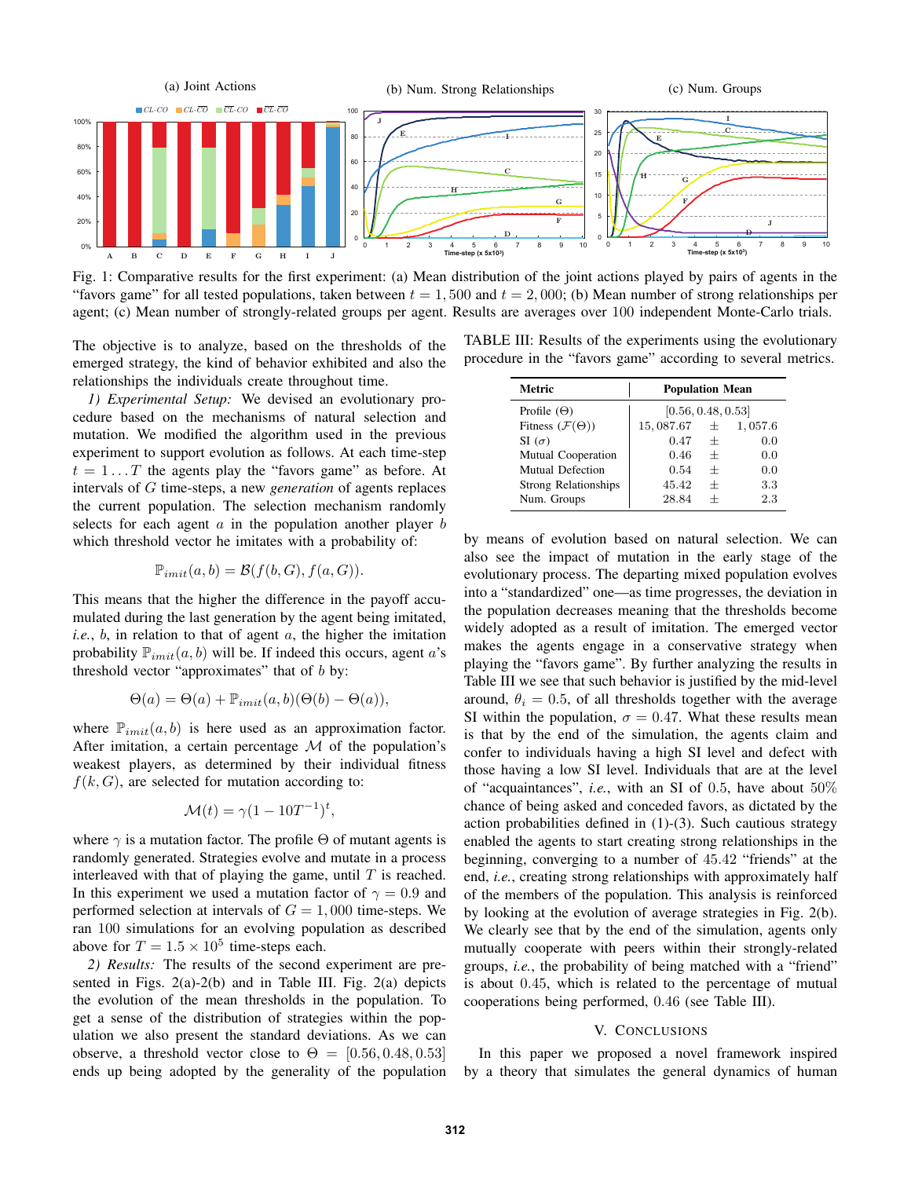Fig. 1: Comparative results for the first experiment: (a) Mean distribution of the joint actions played by pairs of agents in the "favors game" for all tested populations, taken between $t = 1,500$ and $t = 2,000$; (b) Mean number of strong relationships per agent; (c) Mean number of strongly-related groups per agent. Results are averages over 100 independent Monte-Carlo trials.

The objective is to analyze, based on the thresholds of the emerged strategy, the kind of behavior exhibited and also the relationships the individuals create throughout time.

*1) Experimental Setup:* We devised an evolutionary procedure based on the mechanisms of natural selection and mutation. We modified the algorithm used in the previous experiment to support evolution as follows. At each time-step $t = 1 \dots T$ the agents play the "favors game" as before. At intervals of $G$ time-steps, a new *generation* of agents replaces the current population. The selection mechanism randomly selects for each agent $a$ in the population another player $b$ which threshold vector he imitates with a probability of:

$$\mathbb{P}_{imit}(a, b) = \mathcal{B}(f(b, G), f(a, G)).$$

This means that the higher the difference in the payoff accumulated during the last generation by the agent being imitated, *i.e.*, $b$, in relation to that of agent $a$, the higher the imitation probability $\mathbb{P}_{imit}(a, b)$ will be. If indeed this occurs, agent $a$'s threshold vector "approximates" that of $b$ by:

$$\Theta(a) = \Theta(a) + \mathbb{P}_{imit}(a, b)(\Theta(b) - \Theta(a)),$$

where $\mathbb{P}_{imit}(a, b)$ is here used as an approximation factor. After imitation, a certain percentage $\mathcal{M}$ of the population's weakest players, as determined by their individual fitness $f(k, G)$, are selected for mutation according to:

$$\mathcal{M}(t) = \gamma(1 - 10T^{-1})^t,$$

where $\gamma$ is a mutation factor. The profile $\Theta$ of mutant agents is randomly generated. Strategies evolve and mutate in a process interleaved with that of playing the game, until $T$ is reached. In this experiment we used a mutation factor of $\gamma = 0.9$ and performed selection at intervals of $G = 1,000$ time-steps. We ran 100 simulations for an evolving population as described above for $T = 1.5 \times 10^5$ time-steps each.

*2) Results:* The results of the second experiment are presented in Figs. 2(a)-2(b) and in Table III. Fig. 2(a) depicts the evolution of the mean thresholds in the population. To get a sense of the distribution of strategies within the population we also present the standard deviations. As we can observe, a threshold vector close to $\Theta = [0.56, 0.48, 0.53]$ ends up being adopted by the generality of the population by means of evolution based on natural selection. We can also see the impact of mutation in the early stage of the evolutionary process. The departing mixed population evolves into a "standardized" one—as time progresses, the deviation in the population decreases meaning that the thresholds become widely adopted as a result of imitation. The emerged vector makes the agents engage in a conservative strategy when playing the "favors game". By further analyzing the results in Table III we see that such behavior is justified by the mid-level around, $\theta_i = 0.5$, of all thresholds together with the average SI within the population, $\sigma = 0.47$. What these results mean is that by the end of the simulation, the agents claim and confer to individuals having a high SI level and defect with those having a low SI level. Individuals that are at the level of "acquaintances", *i.e.*, with an SI of 0.5, have about 50% chance of being asked and conceded favors, as dictated by the action probabilities defined in (1)-(3). Such cautious strategy enabled the agents to start creating strong relationships in the beginning, converging to a number of 45.42 "friends" at the end, *i.e.*, creating strong relationships with approximately half of the members of the population. This analysis is reinforced by looking at the evolution of average strategies in Fig. 2(b). We clearly see that by the end of the simulation, agents only mutually cooperate with peers within their strongly-related groups, *i.e.*, the probability of being matched with a "friend" is about 0.45, which is related to the percentage of mutual cooperations being performed, 0.46 (see Table III).

TABLE III: Results of the experiments using the evolutionary procedure in the "favors game" according to several metrics.

| Metric | Population Mean |
|---|---|
| Profile ($\Theta$) | [0.56, 0.48, 0.53] |
| Fitness ($\mathcal{F}(\Theta)$) | 15,087.67 ± 1,057.6 |
| SI ($\sigma$) | 0.47 ± 0.0 |
| Mutual Cooperation | 0.46 ± 0.0 |
| Mutual Defection | 0.54 ± 0.0 |
| Strong Relationships | 45.42 ± 3.3 |
| Num. Groups | 28.84 ± 2.3 |

## V. Conclusions

In this paper we proposed a novel framework inspired by a theory that simulates the general dynamics of human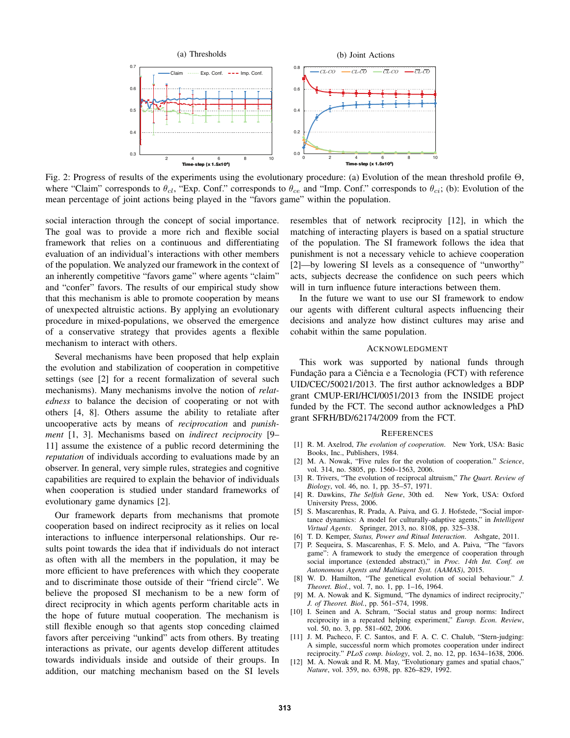(a) Thresholds

0.7
0.6
0.5
0.4
0.3

Claim — Exp. Conf. — Imp. Conf.

2 4 6 8 10

Time-step (x 1.5x10⁴)

(b) Joint Actions

0.8
0.6
0.4
0.2
0.0

CL-CO — CL-$\overline{CO}$ — $\overline{CL}$-CO — $\overline{CL}$-$\overline{CO}$

0 2 4 6 8 10

Time-step (x 1.5x10⁴)

Fig. 2: Progress of results of the experiments using the evolutionary procedure: (a) Evolution of the mean threshold profile $\Theta$, where "Claim" corresponds to $\theta_{cl}$, "Exp. Conf." corresponds to $\theta_{ce}$ and "Imp. Conf." corresponds to $\theta_{ci}$; (b): Evolution of the mean percentage of joint actions being played in the "favors game" within the population.

social interaction through the concept of social importance. The goal was to provide a more rich and flexible social framework that relies on a continuous and differentiating evaluation of an individual's interactions with other members of the population. We analyzed our framework in the context of an inherently competitive "favors game" where agents "claim" and "confer" favors. The results of our empirical study show that this mechanism is able to promote cooperation by means of unexpected altruistic actions. By applying an evolutionary procedure in mixed-populations, we observed the emergence of a conservative strategy that provides agents a flexible mechanism to interact with others.

Several mechanisms have been proposed that help explain the evolution and stabilization of cooperation in competitive settings (see [2] for a recent formalization of several such mechanisms). Many mechanisms involve the notion of *relatedness* to balance the decision of cooperating or not with others [4, 8]. Others assume the ability to retaliate after uncooperative acts by means of *reciprocation* and *punishment* [1, 3]. Mechanisms based on *indirect reciprocity* [9–11] assume the existence of a public record determining the *reputation* of individuals according to evaluations made by an observer. In general, very simple rules, strategies and cognitive capabilities are required to explain the behavior of individuals when cooperation is studied under standard frameworks of evolutionary game dynamics [2].

Our framework departs from mechanisms that promote cooperation based on indirect reciprocity as it relies on local interactions to influence interpersonal relationships. Our results point towards the idea that if individuals do not interact as often with all the members in the population, it may be more efficient to have preferences with which they cooperate and to discriminate those outside of their "friend circle". We believe the proposed SI mechanism to be a new form of direct reciprocity in which agents perform charitable acts in the hope of future mutual cooperation. The mechanism is still flexible enough so that agents stop conceding claimed favors after perceiving "unkind" acts from others. By treating interactions as private, our agents develop different attitudes towards individuals inside and outside of their groups. In addition, our matching mechanism based on the SI levels resembles that of network reciprocity [12], in which the matching of interacting players is based on a spatial structure of the population. The SI framework follows the idea that punishment is not a necessary vehicle to achieve cooperation [2]—by lowering SI levels as a consequence of "unworthy" acts, subjects decrease the confidence on such peers which will in turn influence future interactions between them.

In the future we want to use our SI framework to endow our agents with different cultural aspects influencing their decisions and analyze how distinct cultures may arise and cohabit within the same population.

## Acknowledgment

This work was supported by national funds through Fundação para a Ciência e a Tecnologia (FCT) with reference UID/CEC/50021/2013. The first author acknowledges a BDP grant CMUP-ERI/HCI/0051/2013 from the INSIDE project funded by the FCT. The second author acknowledges a PhD grant SFRH/BD/62174/2009 from the FCT.

## References

[1] R. M. Axelrod, *The evolution of cooperation*. New York, USA: Basic Books, Inc., Publishers, 1984.

[2] M. A. Nowak, "Five rules for the evolution of cooperation." *Science*, vol. 314, no. 5805, pp. 1560–1563, 2006.

[3] R. Trivers, "The evolution of reciprocal altruism," *The Quart. Review of Biology*, vol. 46, no. 1, pp. 35–57, 1971.

[4] R. Dawkins, *The Selfish Gene*, 30th ed. New York, USA: Oxford University Press, 2006.

[5] S. Mascarenhas, R. Prada, A. Paiva, and G. J. Hofstede, "Social importance dynamics: A model for culturally-adaptive agents," in *Intelligent Virtual Agents*. Springer, 2013, no. 8108, pp. 325–338.

[6] T. D. Kemper, *Status, Power and Ritual Interaction*. Ashgate, 2011.

[7] P. Sequeira, S. Mascarenhas, F. S. Melo, and A. Paiva, "The "favors game": A framework to study the emergence of cooperation through social importance (extended abstract)," in *Proc. 14th Int. Conf. on Autonomous Agents and Multiagent Syst. (AAMAS)*, 2015.

[8] W. D. Hamilton, "The genetical evolution of social behaviour." *J. Theoret. Biol.*, vol. 7, no. 1, pp. 1–16, 1964.

[9] M. A. Nowak and K. Sigmund, "The dynamics of indirect reciprocity," *J. of Theoret. Biol.*, pp. 561–574, 1998.

[10] I. Seinen and A. Schram, "Social status and group norms: Indirect reciprocity in a repeated helping experiment," *Europ. Econ. Review*, vol. 50, no. 3, pp. 581–602, 2006.

[11] J. M. Pacheco, F. C. Santos, and F. A. C. C. Chalub, "Stern-judging: A simple, successful norm which promotes cooperation under indirect reciprocity." *PLoS comp. biology*, vol. 2, no. 12, pp. 1634–1638, 2006.

[12] M. A. Nowak and R. M. May, "Evolutionary games and spatial chaos," *Nature*, vol. 359, no. 6398, pp. 826–829, 1992.